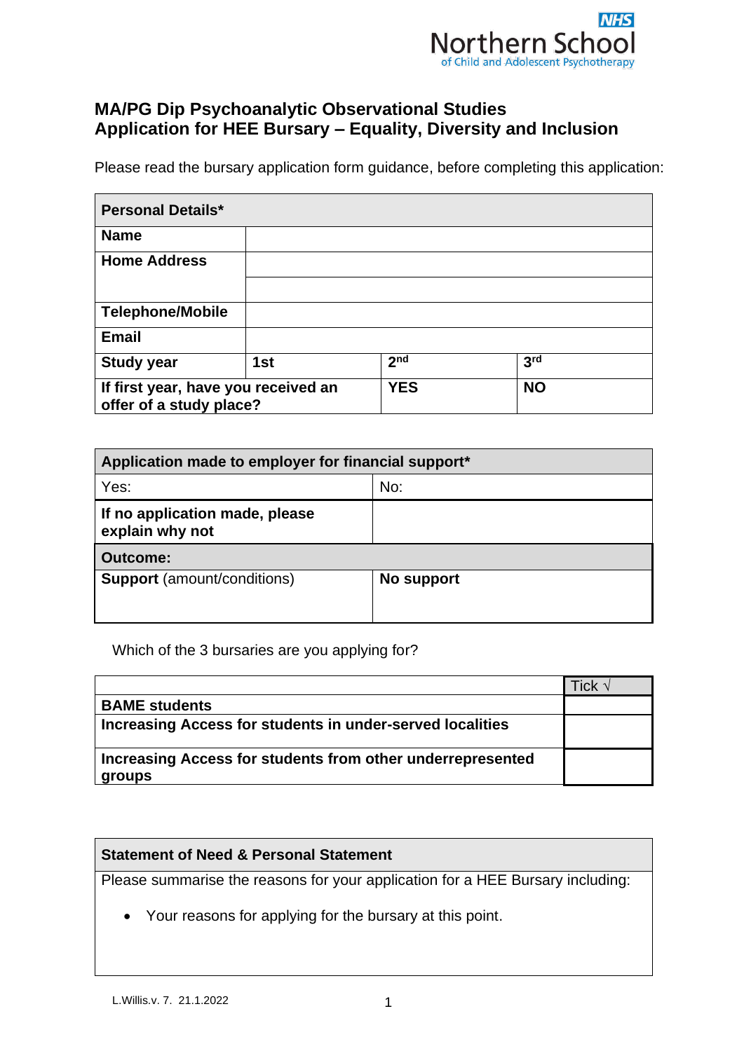NHS Northern School of Child and Adolescent Psychotherapy

# MA/PG Dip Psychoanalytic Observational Studies
# Application for HEE Bursary – Equality, Diversity and Inclusion

Please read the bursary application form guidance, before completing this application:

| Personal Details* | | | |
|---|---|---|---|
| **Name** | | | |
| **Home Address** | | | |
| | | | |
| **Telephone/Mobile** | | | |
| **Email** | | | |
| **Study year** | **1st** | **2nd** | **3rd** |
| **If first year, have you received an offer of a study place?** | | **YES** | **NO** |

| Application made to employer for financial support* | |
|---|---|
| Yes: | No: |
| **If no application made, please explain why not** | |
| **Outcome:** | |
| **Support** (amount/conditions) | **No support** |

Which of the 3 bursaries are you applying for?

| | Tick √ |
|---|---|
| **BAME students** | |
| **Increasing Access for students in under-served localities** | |
| **Increasing Access for students from other underrepresented groups** | |

| Statement of Need & Personal Statement |
|---|
| Please summarise the reasons for your application for a HEE Bursary including:<br><br>• Your reasons for applying for the bursary at this point. |

L.Willis.v. 7. 21.1.2022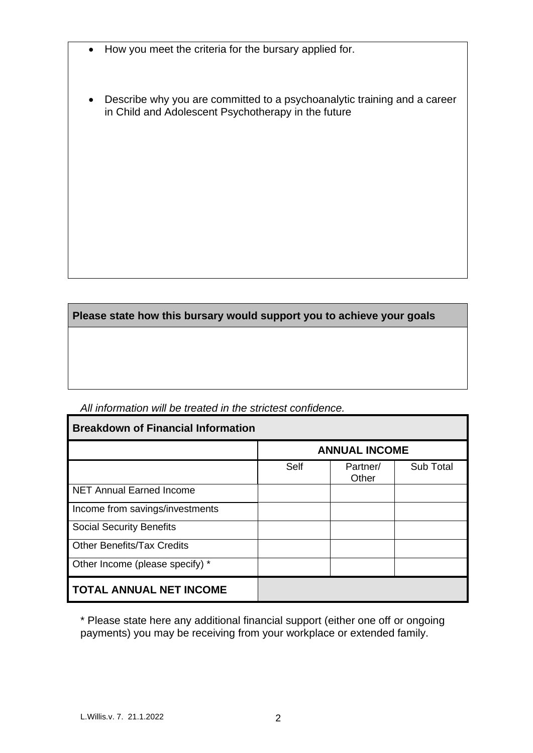- How you meet the criteria for the bursary applied for.
- Describe why you are committed to a psychoanalytic training and a career in Child and Adolescent Psychotherapy in the future

**Please state how this bursary would support you to achieve your goals**

*All information will be treated in the strictest confidence.*

| **Breakdown of Financial Information** | | | |
|---|---|---|---|
| | **ANNUAL INCOME** | | |
| | Self | Partner/ Other | Sub Total |
| NET Annual Earned Income | | | |
| Income from savings/investments | | | |
| Social Security Benefits | | | |
| Other Benefits/Tax Credits | | | |
| Other Income (please specify) * | | | |
| **TOTAL ANNUAL NET INCOME** | | | |

* Please state here any additional financial support (either one off or ongoing payments) you may be receiving from your workplace or extended family.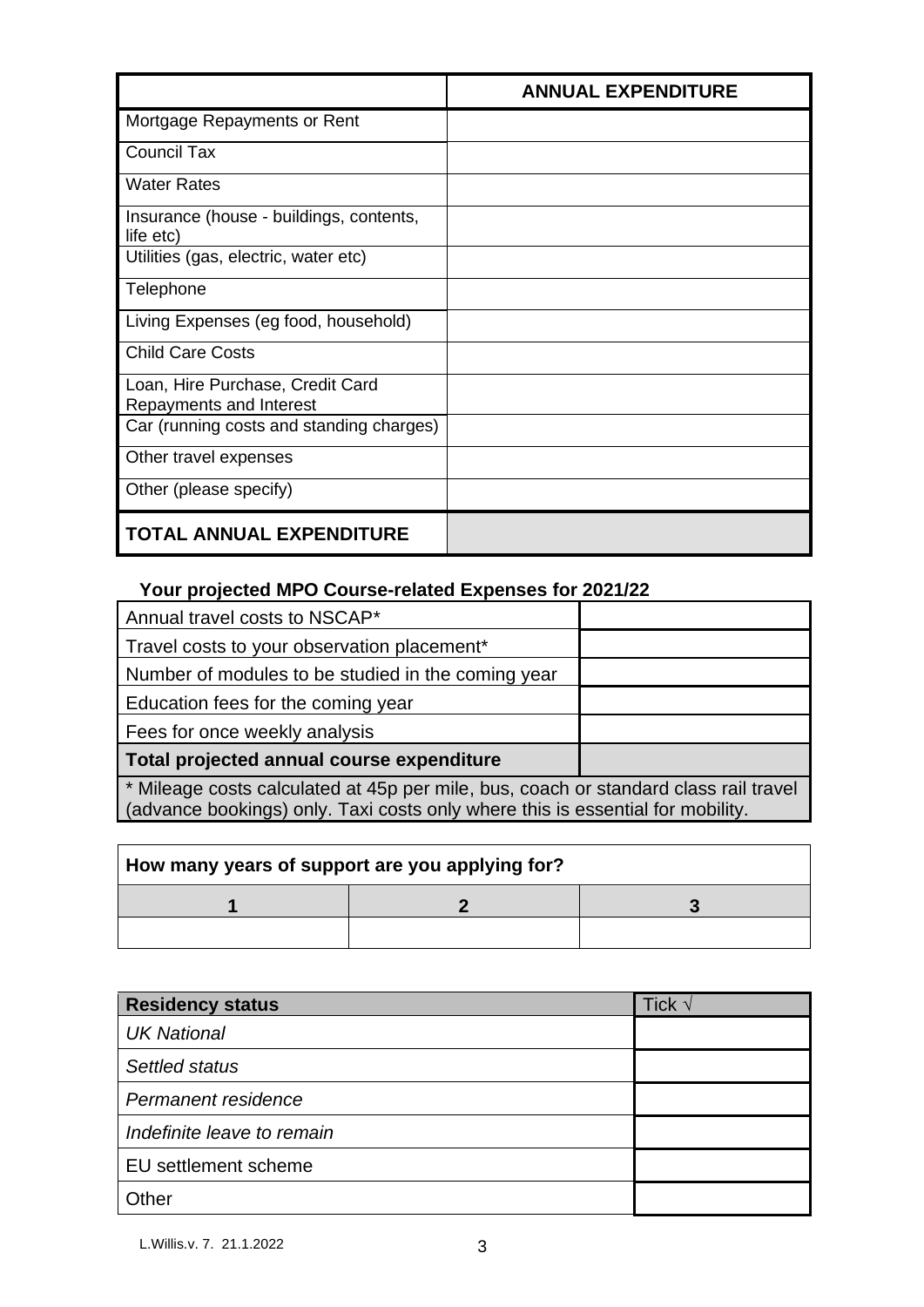| | **ANNUAL EXPENDITURE** |
|---|---|
| Mortgage Repayments or Rent | |
| Council Tax | |
| Water Rates | |
| Insurance (house - buildings, contents, life etc) | |
| Utilities (gas, electric, water etc) | |
| Telephone | |
| Living Expenses (eg food, household) | |
| Child Care Costs | |
| Loan, Hire Purchase, Credit Card Repayments and Interest | |
| Car (running costs and standing charges) | |
| Other travel expenses | |
| Other (please specify) | |
| **TOTAL ANNUAL EXPENDITURE** | |

**Your projected MPO Course-related Expenses for 2021/22**

| | |
|---|---|
| Annual travel costs to NSCAP* | |
| Travel costs to your observation placement* | |
| Number of modules to be studied in the coming year | |
| Education fees for the coming year | |
| Fees for once weekly analysis | |
| **Total projected annual course expenditure** | |

* Mileage costs calculated at 45p per mile, bus, coach or standard class rail travel (advance bookings) only. Taxi costs only where this is essential for mobility.

**How many years of support are you applying for?**

| **1** | **2** | **3** |
|---|---|---|
| | | |

| **Residency status** | Tick √ |
|---|---|
| *UK National* | |
| *Settled status* | |
| *Permanent residence* | |
| *Indefinite leave to remain* | |
| EU settlement scheme | |
| Other | |

L.Willis.v. 7. 21.1.2022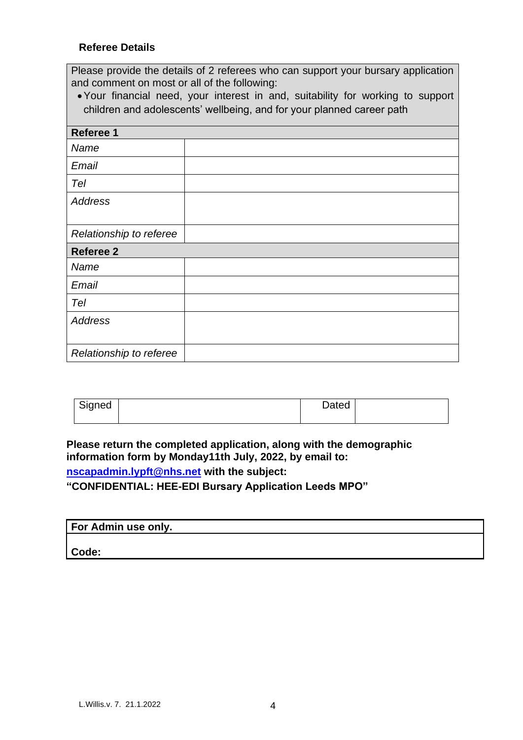**Referee Details**

| |
|---|
| Please provide the details of 2 referees who can support your bursary application and comment on most or all of the following:<br>• Your financial need, your interest in and, suitability for working to support children and adolescents' wellbeing, and for your planned career path |

| **Referee 1** | |
|---|---|
| *Name* | |
| *Email* | |
| *Tel* | |
| *Address* | |
| *Relationship to referee* | |
| **Referee 2** | |
| *Name* | |
| *Email* | |
| *Tel* | |
| *Address* | |
| *Relationship to referee* | |

| | | | |
|---|---|---|---|
| Signed | | Dated | |

**Please return the completed application, along with the demographic information form by Monday11th July, 2022, by email to:**
**[nscapadmin.lypft@nhs.net](mailto:nscapadmin.lypft@nhs.net) with the subject:**
**"CONFIDENTIAL: HEE-EDI Bursary Application Leeds MPO"**

| **For Admin use only.** |
|---|
| **Code:** |

L.Willis.v. 7. 21.1.2022